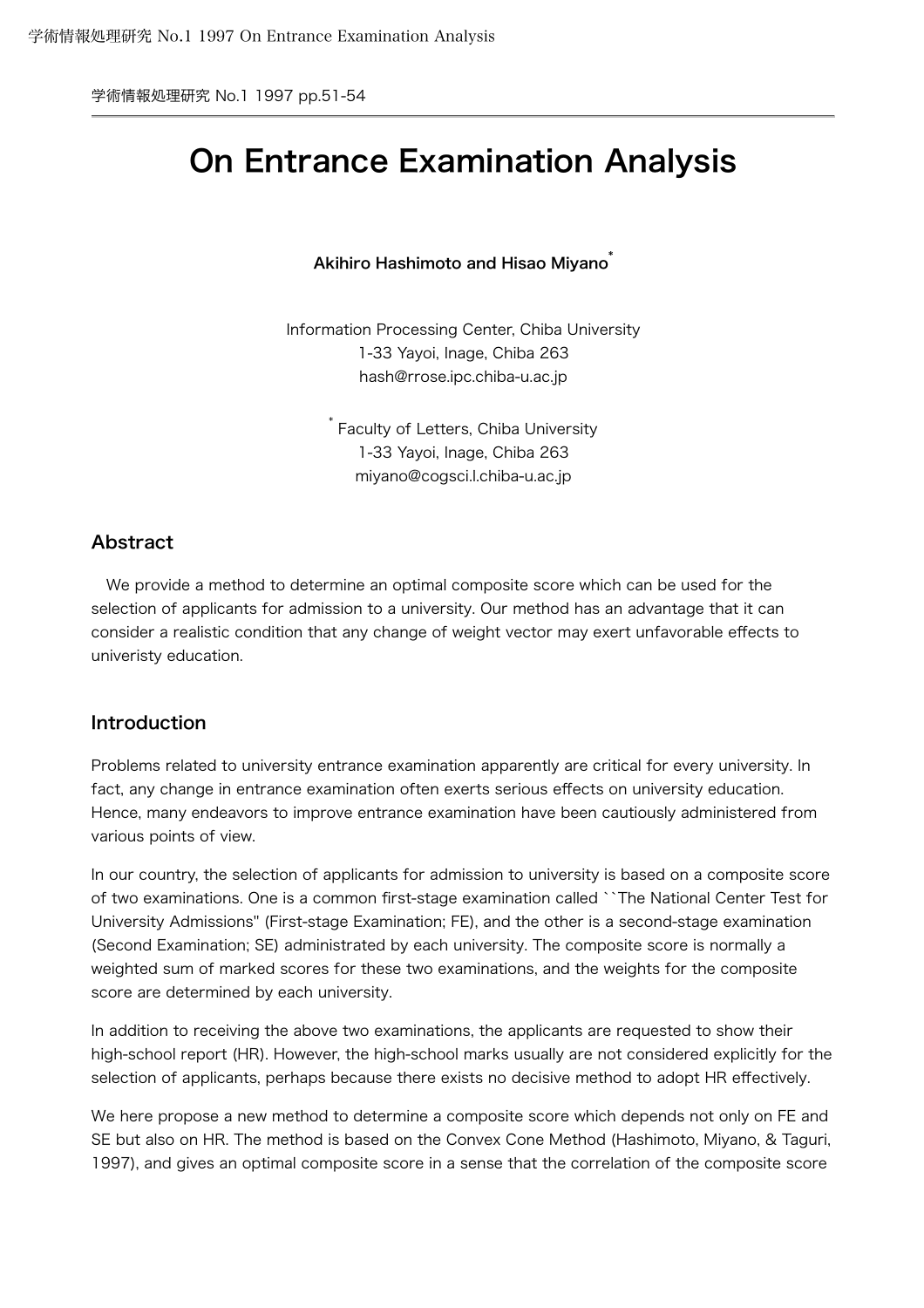# On Entrance Examination Analysis

**Akihiro Hashimoto and Hisao Miyano***

Information Processing Center, Chiba University
1-33 Yayoi, Inage, Chiba 263
hash@rrose.ipc.chiba-u.ac.jp

* Faculty of Letters, Chiba University
1-33 Yayoi, Inage, Chiba 263
miyano@cogsci.l.chiba-u.ac.jp

## Abstract

We provide a method to determine an optimal composite score which can be used for the selection of applicants for admission to a university. Our method has an advantage that it can consider a realistic condition that any change of weight vector may exert unfavorable effects to univeristy education.

## Introduction

Problems related to university entrance examination apparently are critical for every university. In fact, any change in entrance examination often exerts serious effects on university education. Hence, many endeavors to improve entrance examination have been cautiously administered from various points of view.

In our country, the selection of applicants for admission to university is based on a composite score of two examinations. One is a common first-stage examination called ``The National Center Test for University Admissions'' (First-stage Examination; FE), and the other is a second-stage examination (Second Examination; SE) administrated by each university. The composite score is normally a weighted sum of marked scores for these two examinations, and the weights for the composite score are determined by each university.

In addition to receiving the above two examinations, the applicants are requested to show their high-school report (HR). However, the high-school marks usually are not considered explicitly for the selection of applicants, perhaps because there exists no decisive method to adopt HR effectively.

We here propose a new method to determine a composite score which depends not only on FE and SE but also on HR. The method is based on the Convex Cone Method (Hashimoto, Miyano, & Taguri, 1997), and gives an optimal composite score in a sense that the correlation of the composite score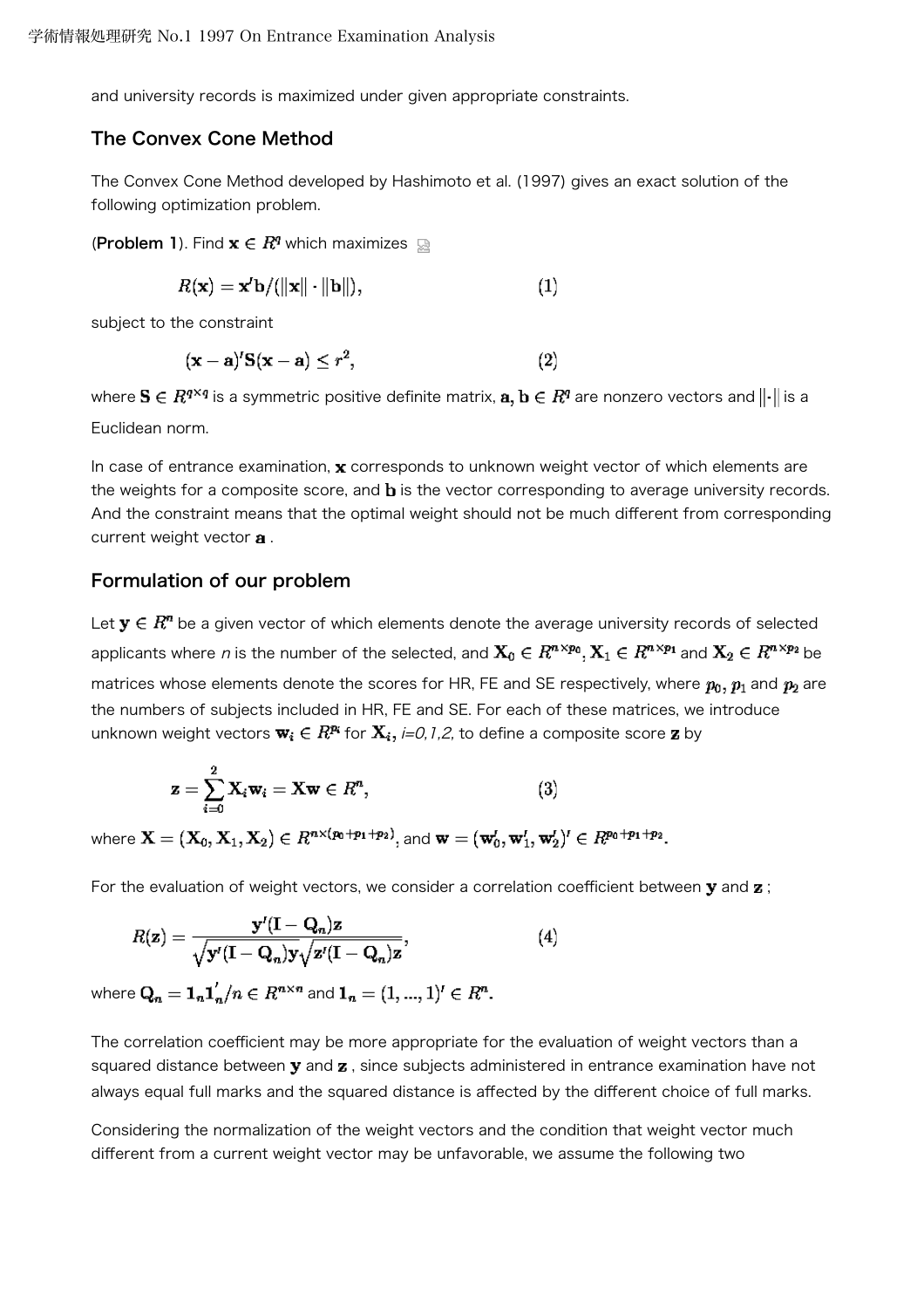and university records is maximized under given appropriate constraints.

## The Convex Cone Method

The Convex Cone Method developed by Hashimoto et al. (1997) gives an exact solution of the following optimization problem.

(**Problem 1**). Find $\mathbf{x} \in R^q$ which maximizes

$$R(\mathbf{x}) = \mathbf{x}'\mathbf{b}/(\|\mathbf{x}\| \cdot \|\mathbf{b}\|), \qquad (1)$$

subject to the constraint

$$(\mathbf{x} - \mathbf{a})'\mathbf{S}(\mathbf{x} - \mathbf{a}) \leq r^2, \qquad (2)$$

where $\mathbf{S} \in R^{q \times q}$ is a symmetric positive definite matrix, $\mathbf{a}, \mathbf{b} \in R^q$ are nonzero vectors and $\|\cdot\|$ is a Euclidean norm.

In case of entrance examination, $\mathbf{x}$ corresponds to unknown weight vector of which elements are the weights for a composite score, and $\mathbf{b}$ is the vector corresponding to average university records. And the constraint means that the optimal weight should not be much different from corresponding current weight vector $\mathbf{a}$ .

## Formulation of our problem

Let $\mathbf{y} \in R^n$ be a given vector of which elements denote the average university records of selected applicants where *n* is the number of the selected, and $\mathbf{X}_0 \in R^{n \times p_0}$, $\mathbf{X}_1 \in R^{n \times p_1}$ and $\mathbf{X}_2 \in R^{n \times p_2}$ be matrices whose elements denote the scores for HR, FE and SE respectively, where $p_0, p_1$ and $p_2$ are the numbers of subjects included in HR, FE and SE. For each of these matrices, we introduce unknown weight vectors $\mathbf{w}_i \in R^{p_i}$ for $\mathbf{X}_i$, *i=0,1,2,* to define a composite score $\mathbf{z}$ by

$$\mathbf{z} = \sum_{i=0}^{2} \mathbf{X}_i \mathbf{w}_i = \mathbf{X}\mathbf{w} \in R^n, \qquad (3)$$

where $\mathbf{X} = (\mathbf{X}_0, \mathbf{X}_1, \mathbf{X}_2) \in R^{n \times (p_0 + p_1 + p_2)}$, and $\mathbf{w} = (\mathbf{w}_0', \mathbf{w}_1', \mathbf{w}_2')' \in R^{p_0 + p_1 + p_2}$.

For the evaluation of weight vectors, we consider a correlation coefficient between $\mathbf{y}$ and $\mathbf{z}$ ;

$$R(\mathbf{z}) = \frac{\mathbf{y}'(\mathbf{I} - \mathbf{Q}_n)\mathbf{z}}{\sqrt{\mathbf{y}'(\mathbf{I} - \mathbf{Q}_n)\mathbf{y}}\sqrt{\mathbf{z}'(\mathbf{I} - \mathbf{Q}_n)\mathbf{z}}}, \qquad (4)$$

where $\mathbf{Q}_n = \mathbf{1}_n \mathbf{1}_n'/n \in R^{n \times n}$ and $\mathbf{1}_n = (1, ..., 1)' \in R^n$.

The correlation coefficient may be more appropriate for the evaluation of weight vectors than a squared distance between $\mathbf{y}$ and $\mathbf{z}$ , since subjects administered in entrance examination have not always equal full marks and the squared distance is affected by the different choice of full marks.

Considering the normalization of the weight vectors and the condition that weight vector much different from a current weight vector may be unfavorable, we assume the following two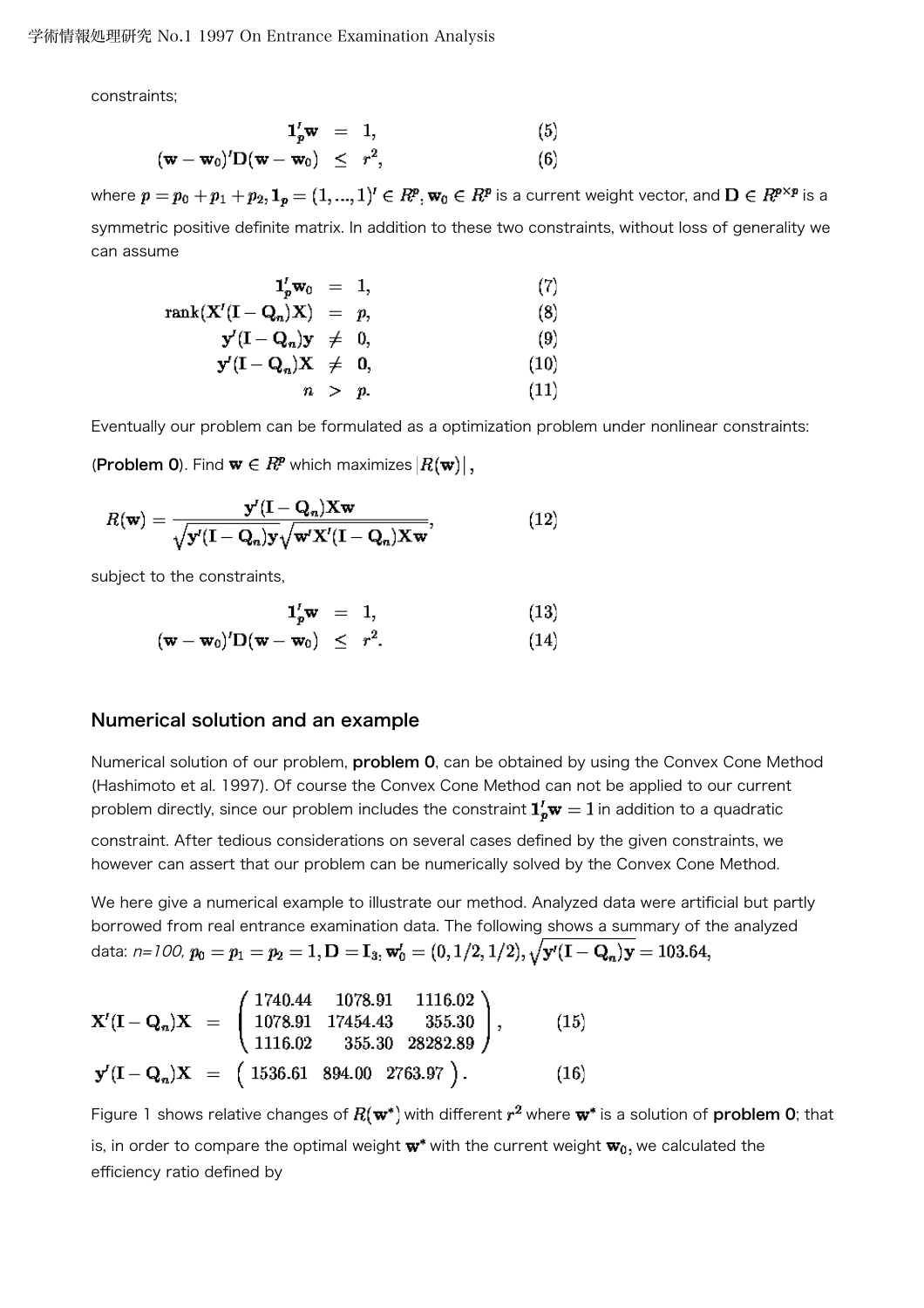constraints;

$$\mathbf{1}_p'\mathbf{w} = 1, \quad (5)$$

$$(\mathbf{w}-\mathbf{w}_0)'\mathbf{D}(\mathbf{w}-\mathbf{w}_0) \leq r^2, \quad (6)$$

where $p = p_0 + p_1 + p_2, \mathbf{1}_p = (1,...,1)' \in R^p, \mathbf{w}_0 \in R^p$ is a current weight vector, and $\mathbf{D} \in R^{p\times p}$ is a symmetric positive definite matrix. In addition to these two constraints, without loss of generality we can assume

$$\mathbf{1}_p'\mathbf{w}_0 = 1, \quad (7)$$

$$\mathrm{rank}(\mathbf{X}'(\mathbf{I}-\mathbf{Q}_n)\mathbf{X}) = p, \quad (8)$$

$$\mathbf{y}'(\mathbf{I}-\mathbf{Q}_n)\mathbf{y} \neq 0, \quad (9)$$

$$\mathbf{y}'(\mathbf{I}-\mathbf{Q}_n)\mathbf{X} \neq \mathbf{0}, \quad (10)$$

$$n > p. \quad (11)$$

Eventually our problem can be formulated as a optimization problem under nonlinear constraints:

(**Problem 0**). Find $\mathbf{w} \in R^p$ which maximizes $|R(\mathbf{w})|$,

$$R(\mathbf{w}) = \frac{\mathbf{y}'(\mathbf{I}-\mathbf{Q}_n)\mathbf{X}\mathbf{w}}{\sqrt{\mathbf{y}'(\mathbf{I}-\mathbf{Q}_n)\mathbf{y}}\sqrt{\mathbf{w}'\mathbf{X}'(\mathbf{I}-\mathbf{Q}_n)\mathbf{X}\mathbf{w}}}, \quad (12)$$

subject to the constraints,

$$\mathbf{1}_p'\mathbf{w} = 1, \quad (13)$$

$$(\mathbf{w}-\mathbf{w}_0)'\mathbf{D}(\mathbf{w}-\mathbf{w}_0) \leq r^2. \quad (14)$$

## Numerical solution and an example

Numerical solution of our problem, **problem 0**, can be obtained by using the Convex Cone Method (Hashimoto et al. 1997). Of course the Convex Cone Method can not be applied to our current problem directly, since our problem includes the constraint $\mathbf{1}_p'\mathbf{w} = 1$ in addition to a quadratic constraint. After tedious considerations on several cases defined by the given constraints, we however can assert that our problem can be numerically solved by the Convex Cone Method.

We here give a numerical example to illustrate our method. Analyzed data were artificial but partly borrowed from real entrance examination data. The following shows a summary of the analyzed data: *n=100*, $p_0 = p_1 = p_2 = 1, \mathbf{D} = \mathbf{I}_3, \mathbf{w}_0' = (0, 1/2, 1/2), \sqrt{\mathbf{y}'(\mathbf{I}-\mathbf{Q}_n)\mathbf{y}} = 103.64,$

$$\mathbf{X}'(\mathbf{I}-\mathbf{Q}_n)\mathbf{X} = \begin{pmatrix} 1740.44 & 1078.91 & 1116.02 \\ 1078.91 & 17454.43 & 355.30 \\ 1116.02 & 355.30 & 28282.89 \end{pmatrix}, \quad (15)$$

$$\mathbf{y}'(\mathbf{I}-\mathbf{Q}_n)\mathbf{X} = \begin{pmatrix} 1536.61 & 894.00 & 2763.97 \end{pmatrix}. \quad (16)$$

Figure 1 shows relative changes of $R(\mathbf{w}^*)$ with different $r^2$ where $\mathbf{w}^*$ is a solution of **problem 0**; that is, in order to compare the optimal weight $\mathbf{w}^*$ with the current weight $\mathbf{w}_0$, we calculated the efficiency ratio defined by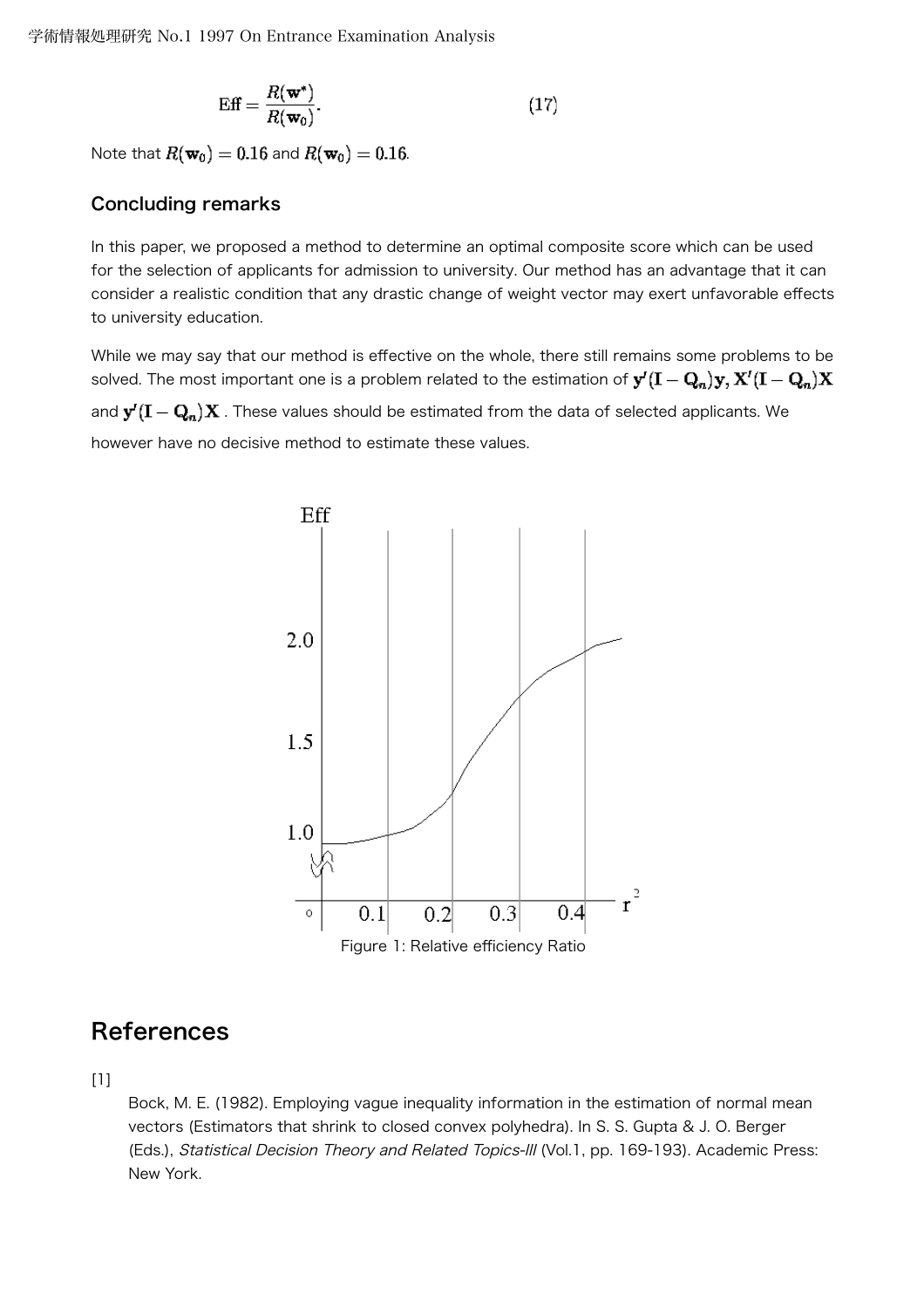$$\mathrm{Eff} = \frac{R(\mathbf{w}^*)}{R(\mathbf{w}_0)}. \tag{17}$$

Note that $R(\mathbf{w}_0) = 0.16$ and $R(\mathbf{w}_0) = 0.16$.

### Concluding remarks

In this paper, we proposed a method to determine an optimal composite score which can be used for the selection of applicants for admission to university. Our method has an advantage that it can consider a realistic condition that any drastic change of weight vector may exert unfavorable effects to university education.

While we may say that our method is effective on the whole, there still remains some problems to be solved. The most important one is a problem related to the estimation of $\mathbf{y}'(\mathbf{I} - \mathbf{Q}_n)\mathbf{y}, \mathbf{X}'(\mathbf{I} - \mathbf{Q}_n)\mathbf{X}$ and $\mathbf{y}'(\mathbf{I} - \mathbf{Q}_n)\mathbf{X}$ . These values should be estimated from the data of selected applicants. We however have no decisive method to estimate these values.

Figure 1: Relative efficiency Ratio

## References

[1]

Bock, M. E. (1982). Employing vague inequality information in the estimation of normal mean vectors (Estimators that shrink to closed convex polyhedra). In S. S. Gupta & J. O. Berger (Eds.), *Statistical Decision Theory and Related Topics-III* (Vol.1, pp. 169-193). Academic Press: New York.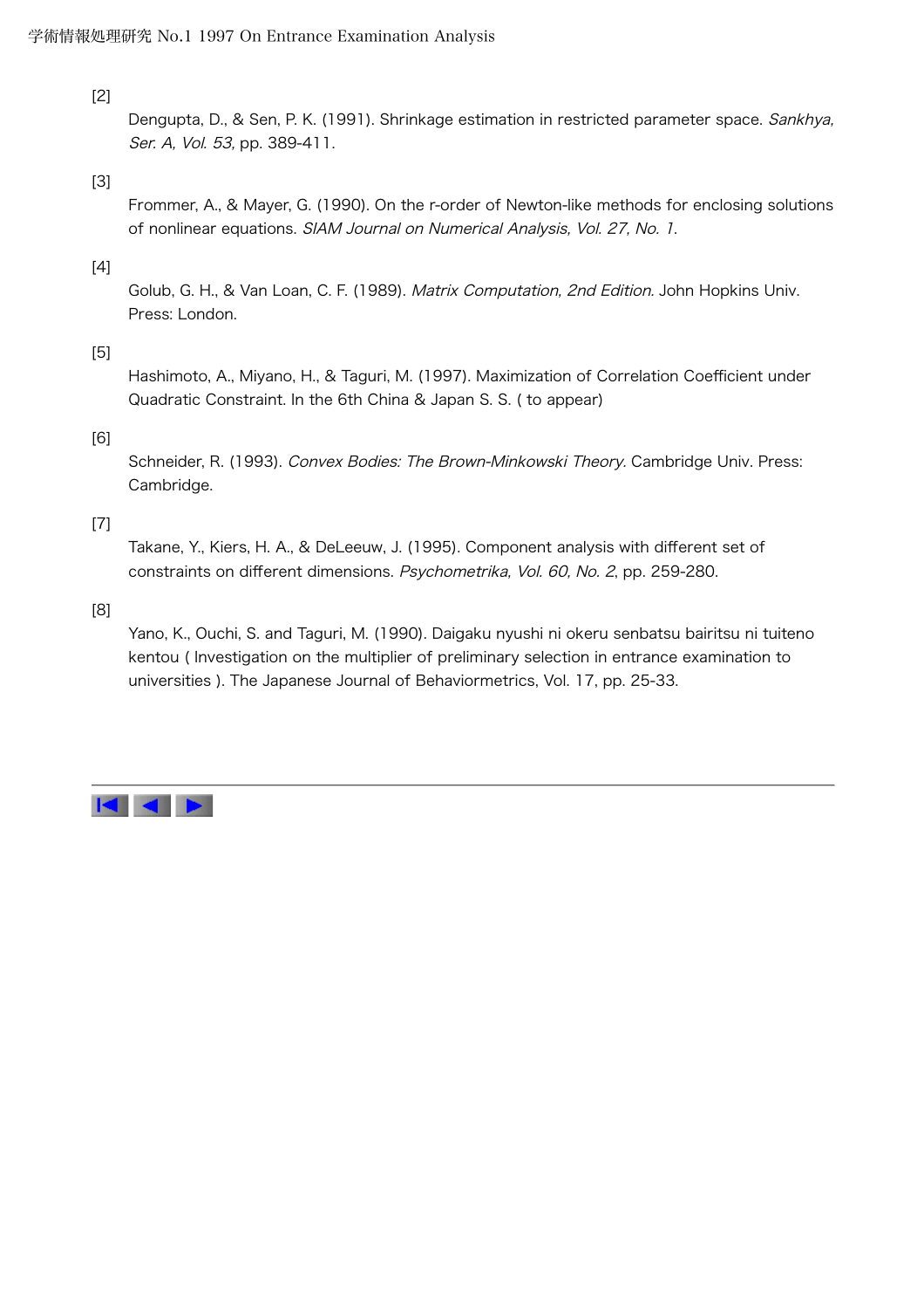[2]

Dengupta, D., & Sen, P. K. (1991). Shrinkage estimation in restricted parameter space. *Sankhya, Ser. A, Vol. 53,* pp. 389-411.

[3]

Frommer, A., & Mayer, G. (1990). On the r-order of Newton-like methods for enclosing solutions of nonlinear equations. *SIAM Journal on Numerical Analysis, Vol. 27, No. 1*.

[4]

Golub, G. H., & Van Loan, C. F. (1989). *Matrix Computation, 2nd Edition.* John Hopkins Univ. Press: London.

[5]

Hashimoto, A., Miyano, H., & Taguri, M. (1997). Maximization of Correlation Coefficient under Quadratic Constraint. In the 6th China & Japan S. S. ( to appear)

[6]

Schneider, R. (1993). *Convex Bodies: The Brown-Minkowski Theory.* Cambridge Univ. Press: Cambridge.

[7]

Takane, Y., Kiers, H. A., & DeLeeuw, J. (1995). Component analysis with different set of constraints on different dimensions. *Psychometrika, Vol. 60, No. 2*, pp. 259-280.

[8]

Yano, K., Ouchi, S. and Taguri, M. (1990). Daigaku nyushi ni okeru senbatsu bairitsu ni tuiteno kentou ( Investigation on the multiplier of preliminary selection in entrance examination to universities ). The Japanese Journal of Behaviormetrics, Vol. 17, pp. 25-33.